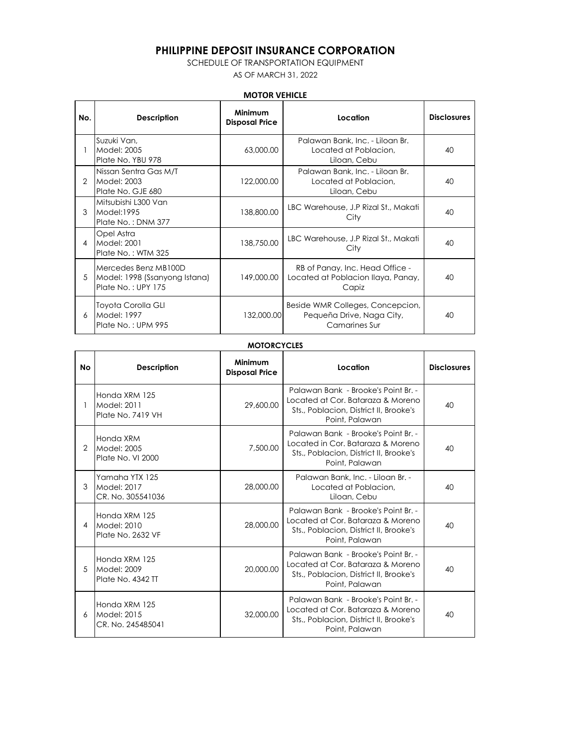# PHILIPPINE DEPOSIT INSURANCE CORPORATION

SCHEDULE OF TRANSPORTATION EQUIPMENT

AS OF MARCH 31, 2022

## MOTOR VEHICLE

| No. | Description | Minimum Disposal Price | Location | Disclosures |
|---|---|---|---|---|
| 1 | Suzuki Van, Model: 2005 Plate No. YBU 978 | 63,000.00 | Palawan Bank, Inc. - Liloan Br. Located at Poblacion, Liloan, Cebu | 40 |
| 2 | Nissan Sentra Gas M/T Model: 2003 Plate No. GJE 680 | 122,000.00 | Palawan Bank, Inc. - Liloan Br. Located at Poblacion, Liloan, Cebu | 40 |
| 3 | Mitsubishi L300 Van Model:1995 Plate No. : DNM 377 | 138,800.00 | LBC Warehouse, J.P Rizal St., Makati City | 40 |
| 4 | Opel Astra Model: 2001 Plate No. : WTM 325 | 138,750.00 | LBC Warehouse, J.P Rizal St., Makati City | 40 |
| 5 | Mercedes Benz MB100D Model: 1998 (Ssanyong Istana) Plate No. : UPY 175 | 149,000.00 | RB of Panay, Inc. Head Office - Located at Poblacion Ilaya, Panay, Capiz | 40 |
| 6 | Toyota Corolla GLI Model: 1997 Plate No. : UPM 995 | 132,000.00 | Beside WMR Colleges, Concepcion, Pequeña Drive, Naga City, Camarines Sur | 40 |

## MOTORCYCLES

| No | Description | Minimum Disposal Price | Location | Disclosures |
|---|---|---|---|---|
| 1 | Honda XRM 125 Model: 2011 Plate No. 7419 VH | 29,600.00 | Palawan Bank - Brooke's Point Br. - Located at Cor. Bataraza & Moreno Sts., Poblacion, District II, Brooke's Point, Palawan | 40 |
| 2 | Honda XRM Model: 2005 Plate No. VI 2000 | 7,500.00 | Palawan Bank - Brooke's Point Br. - Located in Cor. Bataraza & Moreno Sts., Poblacion, District II, Brooke's Point, Palawan | 40 |
| 3 | Yamaha YTX 125 Model: 2017 CR. No. 305541036 | 28,000.00 | Palawan Bank, Inc. - Liloan Br. - Located at Poblacion, Liloan, Cebu | 40 |
| 4 | Honda XRM 125 Model: 2010 Plate No. 2632 VF | 28,000.00 | Palawan Bank - Brooke's Point Br. - Located at Cor. Bataraza & Moreno Sts., Poblacion, District II, Brooke's Point, Palawan | 40 |
| 5 | Honda XRM 125 Model: 2009 Plate No. 4342 TT | 20,000.00 | Palawan Bank - Brooke's Point Br. - Located at Cor. Bataraza & Moreno Sts., Poblacion, District II, Brooke's Point, Palawan | 40 |
| 6 | Honda XRM 125 Model: 2015 CR. No. 245485041 | 32,000.00 | Palawan Bank - Brooke's Point Br. - Located at Cor. Bataraza & Moreno Sts., Poblacion, District II, Brooke's Point, Palawan | 40 |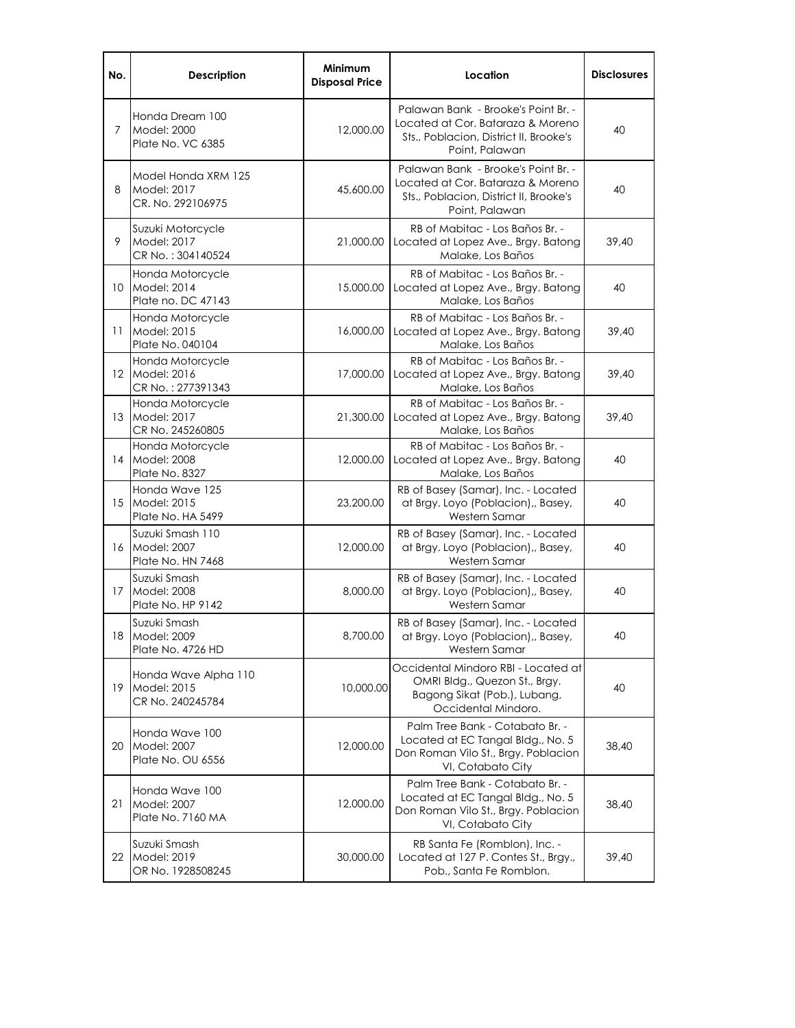| No. | Description | Minimum Disposal Price | Location | Disclosures |
|---|---|---|---|---|
| 7 | Honda Dream 100<br>Model: 2000<br>Plate No. VC 6385 | 12,000.00 | Palawan Bank - Brooke's Point Br. - Located at Cor. Bataraza & Moreno Sts., Poblacion, District II, Brooke's Point, Palawan | 40 |
| 8 | Model Honda XRM 125<br>Model: 2017<br>CR. No. 292106975 | 45,600.00 | Palawan Bank - Brooke's Point Br. - Located at Cor. Bataraza & Moreno Sts., Poblacion, District II, Brooke's Point, Palawan | 40 |
| 9 | Suzuki Motorcycle<br>Model: 2017<br>CR No. : 304140524 | 21,000.00 | RB of Mabitac - Los Baños Br. - Located at Lopez Ave., Brgy. Batong Malake, Los Baños | 39,40 |
| 10 | Honda Motorcycle<br>Model: 2014<br>Plate no. DC 47143 | 15,000.00 | RB of Mabitac - Los Baños Br. - Located at Lopez Ave., Brgy. Batong Malake, Los Baños | 40 |
| 11 | Honda Motorcycle<br>Model: 2015<br>Plate No. 040104 | 16,000.00 | RB of Mabitac - Los Baños Br. - Located at Lopez Ave., Brgy. Batong Malake, Los Baños | 39,40 |
| 12 | Honda Motorcycle<br>Model: 2016<br>CR No. : 277391343 | 17,000.00 | RB of Mabitac - Los Baños Br. - Located at Lopez Ave., Brgy. Batong Malake, Los Baños | 39,40 |
| 13 | Honda Motorcycle<br>Model: 2017<br>CR No. 245260805 | 21,300.00 | RB of Mabitac - Los Baños Br. - Located at Lopez Ave., Brgy. Batong Malake, Los Baños | 39,40 |
| 14 | Honda Motorcycle<br>Model: 2008<br>Plate No. 8327 | 12,000.00 | RB of Mabitac - Los Baños Br. - Located at Lopez Ave., Brgy. Batong Malake, Los Baños | 40 |
| 15 | Honda Wave 125<br>Model: 2015<br>Plate No. HA 5499 | 23,200.00 | RB of Basey (Samar), Inc. - Located at Brgy. Loyo (Poblacion),, Basey, Western Samar | 40 |
| 16 | Suzuki Smash 110<br>Model: 2007<br>Plate No. HN 7468 | 12,000.00 | RB of Basey (Samar), Inc. - Located at Brgy. Loyo (Poblacion),, Basey, Western Samar | 40 |
| 17 | Suzuki Smash<br>Model: 2008<br>Plate No. HP 9142 | 8,000.00 | RB of Basey (Samar), Inc. - Located at Brgy. Loyo (Poblacion),, Basey, Western Samar | 40 |
| 18 | Suzuki Smash<br>Model: 2009<br>Plate No. 4726 HD | 8,700.00 | RB of Basey (Samar), Inc. - Located at Brgy. Loyo (Poblacion),, Basey, Western Samar | 40 |
| 19 | Honda Wave Alpha 110<br>Model: 2015<br>CR No. 240245784 | 10,000.00 | Occidental Mindoro RBI - Located at OMRI Bldg., Quezon St., Brgy. Bagong Sikat (Pob.), Lubang, Occidental Mindoro. | 40 |
| 20 | Honda Wave 100<br>Model: 2007<br>Plate No. OU 6556 | 12,000.00 | Palm Tree Bank - Cotabato Br. - Located at EC Tangal Bldg., No. 5 Don Roman Vilo St., Brgy. Poblacion VI, Cotabato City | 38,40 |
| 21 | Honda Wave 100<br>Model: 2007<br>Plate No. 7160 MA | 12,000.00 | Palm Tree Bank - Cotabato Br. - Located at EC Tangal Bldg., No. 5 Don Roman Vilo St., Brgy. Poblacion VI, Cotabato City | 38,40 |
| 22 | Suzuki Smash<br>Model: 2019<br>OR No. 1928508245 | 30,000.00 | RB Santa Fe (Romblon), Inc. - Located at 127 P. Contes St., Brgy., Pob., Santa Fe Romblon. | 39,40 |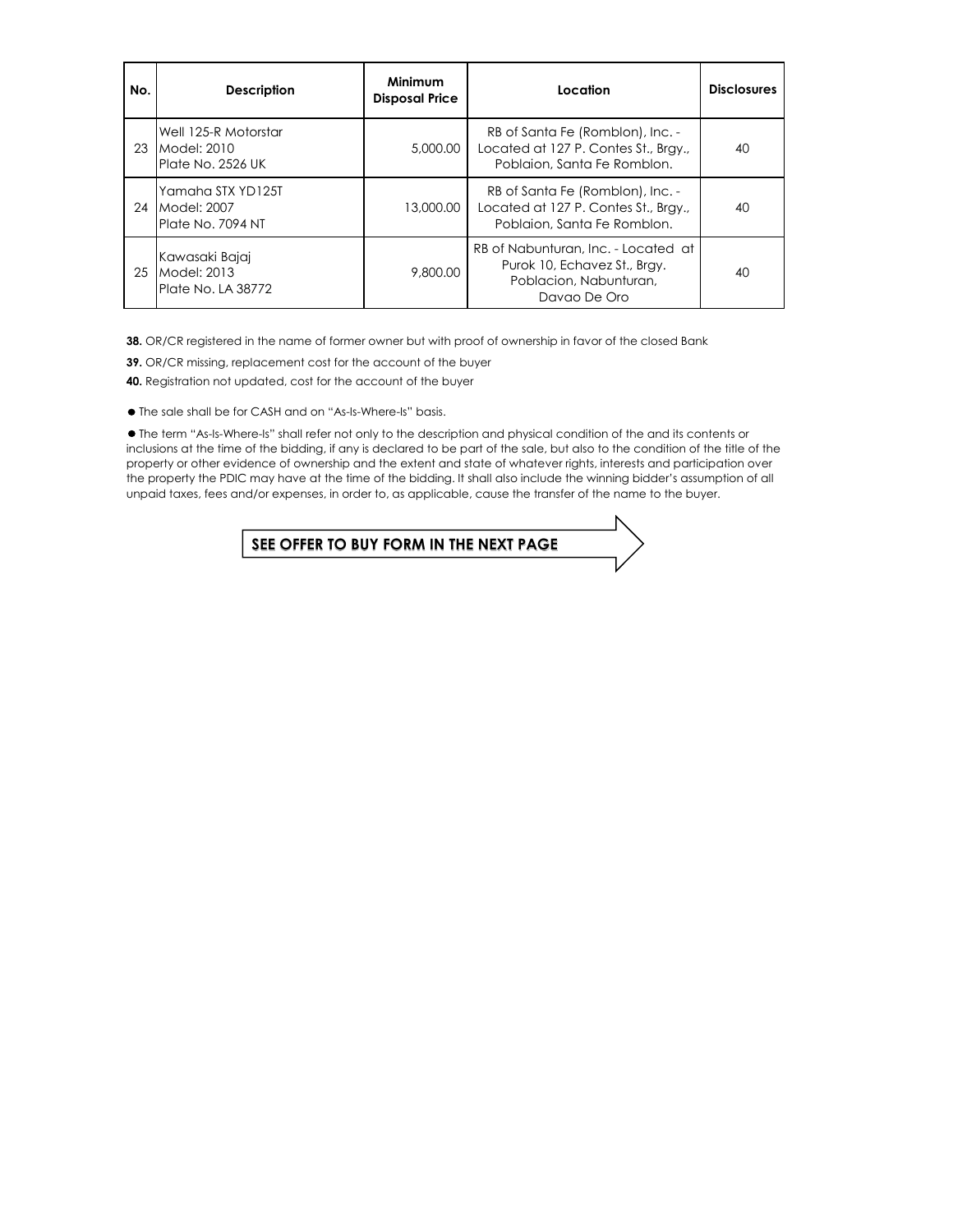| No. | Description | Minimum Disposal Price | Location | Disclosures |
|---|---|---|---|---|
| 23 | Well 125-R Motorstar<br>Model: 2010<br>Plate No. 2526 UK | 5,000.00 | RB of Santa Fe (Romblon), Inc. - Located at 127 P. Contes St., Brgy., Poblaion, Santa Fe Romblon. | 40 |
| 24 | Yamaha STX YD125T<br>Model: 2007<br>Plate No. 7094 NT | 13,000.00 | RB of Santa Fe (Romblon), Inc. - Located at 127 P. Contes St., Brgy., Poblaion, Santa Fe Romblon. | 40 |
| 25 | Kawasaki Bajaj<br>Model: 2013<br>Plate No. LA 38772 | 9,800.00 | RB of Nabunturan, Inc. - Located at Purok 10, Echavez St., Brgy. Poblacion, Nabunturan, Davao De Oro | 40 |

**38.** OR/CR registered in the name of former owner but with proof of ownership in favor of the closed Bank

**39.** OR/CR missing, replacement cost for the account of the buyer

**40.** Registration not updated, cost for the account of the buyer

- The sale shall be for CASH and on "As-Is-Where-Is" basis.

- The term "As-Is-Where-Is" shall refer not only to the description and physical condition of the and its contents or inclusions at the time of the bidding, if any is declared to be part of the sale, but also to the condition of the title of the property or other evidence of ownership and the extent and state of whatever rights, interests and participation over the property the PDIC may have at the time of the bidding. It shall also include the winning bidder's assumption of all unpaid taxes, fees and/or expenses, in order to, as applicable, cause the transfer of the name to the buyer.

**SEE OFFER TO BUY FORM IN THE NEXT PAGE**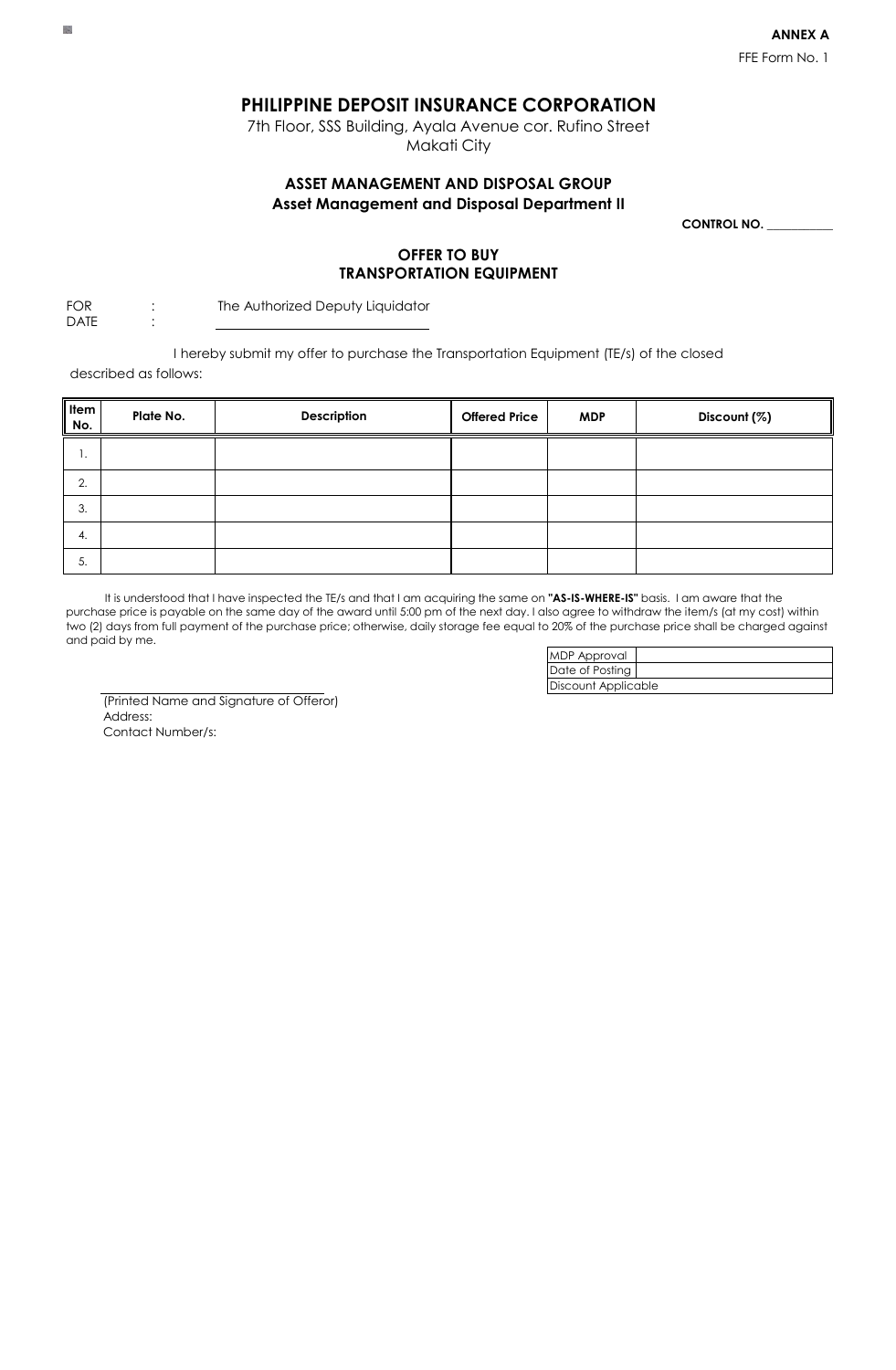**ANNEX A**

FFE Form No. 1

# PHILIPPINE DEPOSIT INSURANCE CORPORATION

7th Floor, SSS Building, Ayala Avenue cor. Rufino Street
Makati City

## ASSET MANAGEMENT AND DISPOSAL GROUP
## Asset Management and Disposal Department II

**CONTROL NO.** ___________

## OFFER TO BUY
## TRANSPORTATION EQUIPMENT

FOR : The Authorized Deputy Liquidator
DATE : ______________________________

I hereby submit my offer to purchase the Transportation Equipment (TE/s) of the closed described as follows:

| Item No. | Plate No. | Description | Offered Price | MDP | Discount (%) |
|---|---|---|---|---|---|
| 1. | | | | | |
| 2. | | | | | |
| 3. | | | | | |
| 4. | | | | | |
| 5. | | | | | |

It is understood that I have inspected the TE/s and that I am acquiring the same on **"AS-IS-WHERE-IS"** basis. I am aware that the purchase price is payable on the same day of the award until 5:00 pm of the next day. I also agree to withdraw the item/s (at my cost) within two (2) days from full payment of the purchase price; otherwise, daily storage fee equal to 20% of the purchase price shall be charged against and paid by me.

| | |
|---|---|
| MDP Approval | |
| Date of Posting | |
| Discount Applicable | |

___________________________________
(Printed Name and Signature of Offeror)
Address:
Contact Number/s: